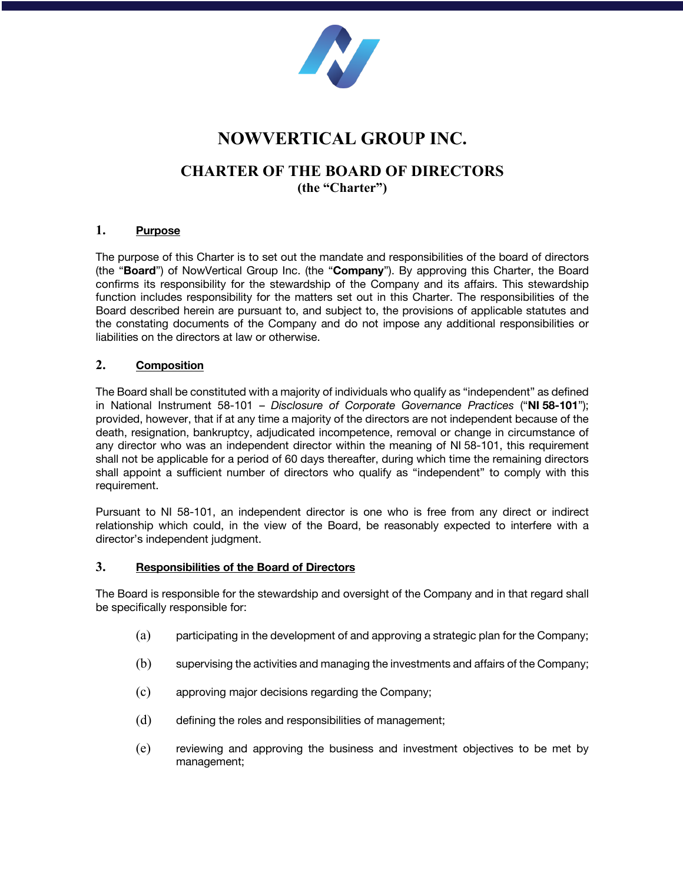# NOWVERTICAL GROUP INC.

## CHARTER OF THE BOARD OF DIRECTORS
**(the "Charter")**

### 1. Purpose

The purpose of this Charter is to set out the mandate and responsibilities of the board of directors (the "**Board**") of NowVertical Group Inc. (the "**Company**"). By approving this Charter, the Board confirms its responsibility for the stewardship of the Company and its affairs. This stewardship function includes responsibility for the matters set out in this Charter. The responsibilities of the Board described herein are pursuant to, and subject to, the provisions of applicable statutes and the constating documents of the Company and do not impose any additional responsibilities or liabilities on the directors at law or otherwise.

### 2. Composition

The Board shall be constituted with a majority of individuals who qualify as "independent" as defined in National Instrument 58-101 – *Disclosure of Corporate Governance Practices* ("**NI 58-101**"); provided, however, that if at any time a majority of the directors are not independent because of the death, resignation, bankruptcy, adjudicated incompetence, removal or change in circumstance of any director who was an independent director within the meaning of NI 58-101, this requirement shall not be applicable for a period of 60 days thereafter, during which time the remaining directors shall appoint a sufficient number of directors who qualify as "independent" to comply with this requirement.

Pursuant to NI 58-101, an independent director is one who is free from any direct or indirect relationship which could, in the view of the Board, be reasonably expected to interfere with a director's independent judgment.

### 3. Responsibilities of the Board of Directors

The Board is responsible for the stewardship and oversight of the Company and in that regard shall be specifically responsible for:

(a) participating in the development of and approving a strategic plan for the Company;

(b) supervising the activities and managing the investments and affairs of the Company;

(c) approving major decisions regarding the Company;

(d) defining the roles and responsibilities of management;

(e) reviewing and approving the business and investment objectives to be met by management;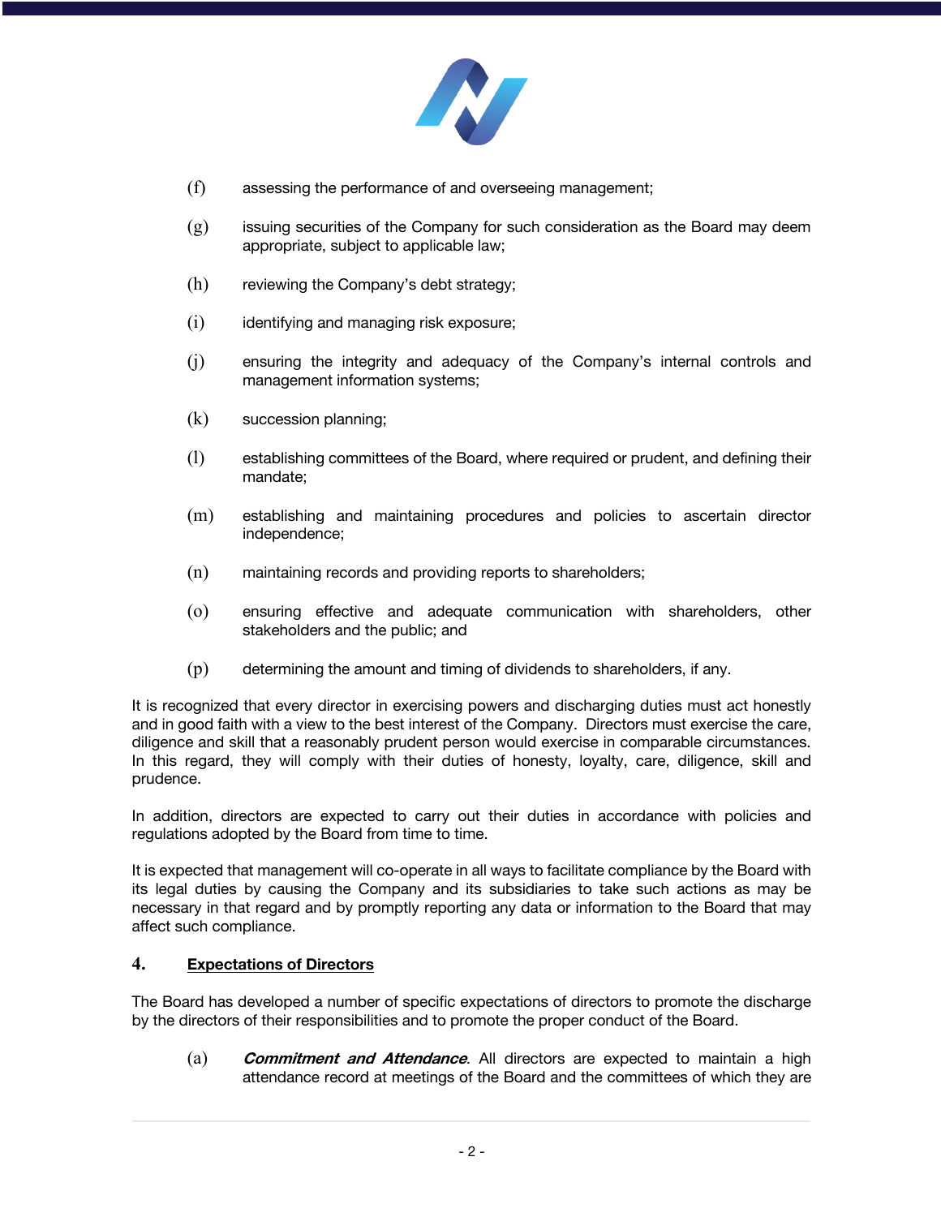(f) assessing the performance of and overseeing management;

(g) issuing securities of the Company for such consideration as the Board may deem appropriate, subject to applicable law;

(h) reviewing the Company's debt strategy;

(i) identifying and managing risk exposure;

(j) ensuring the integrity and adequacy of the Company's internal controls and management information systems;

(k) succession planning;

(l) establishing committees of the Board, where required or prudent, and defining their mandate;

(m) establishing and maintaining procedures and policies to ascertain director independence;

(n) maintaining records and providing reports to shareholders;

(o) ensuring effective and adequate communication with shareholders, other stakeholders and the public; and

(p) determining the amount and timing of dividends to shareholders, if any.

It is recognized that every director in exercising powers and discharging duties must act honestly and in good faith with a view to the best interest of the Company. Directors must exercise the care, diligence and skill that a reasonably prudent person would exercise in comparable circumstances. In this regard, they will comply with their duties of honesty, loyalty, care, diligence, skill and prudence.

In addition, directors are expected to carry out their duties in accordance with policies and regulations adopted by the Board from time to time.

It is expected that management will co-operate in all ways to facilitate compliance by the Board with its legal duties by causing the Company and its subsidiaries to take such actions as may be necessary in that regard and by promptly reporting any data or information to the Board that may affect such compliance.

## 4. Expectations of Directors

The Board has developed a number of specific expectations of directors to promote the discharge by the directors of their responsibilities and to promote the proper conduct of the Board.

(a) ***Commitment and Attendance***. All directors are expected to maintain a high attendance record at meetings of the Board and the committees of which they are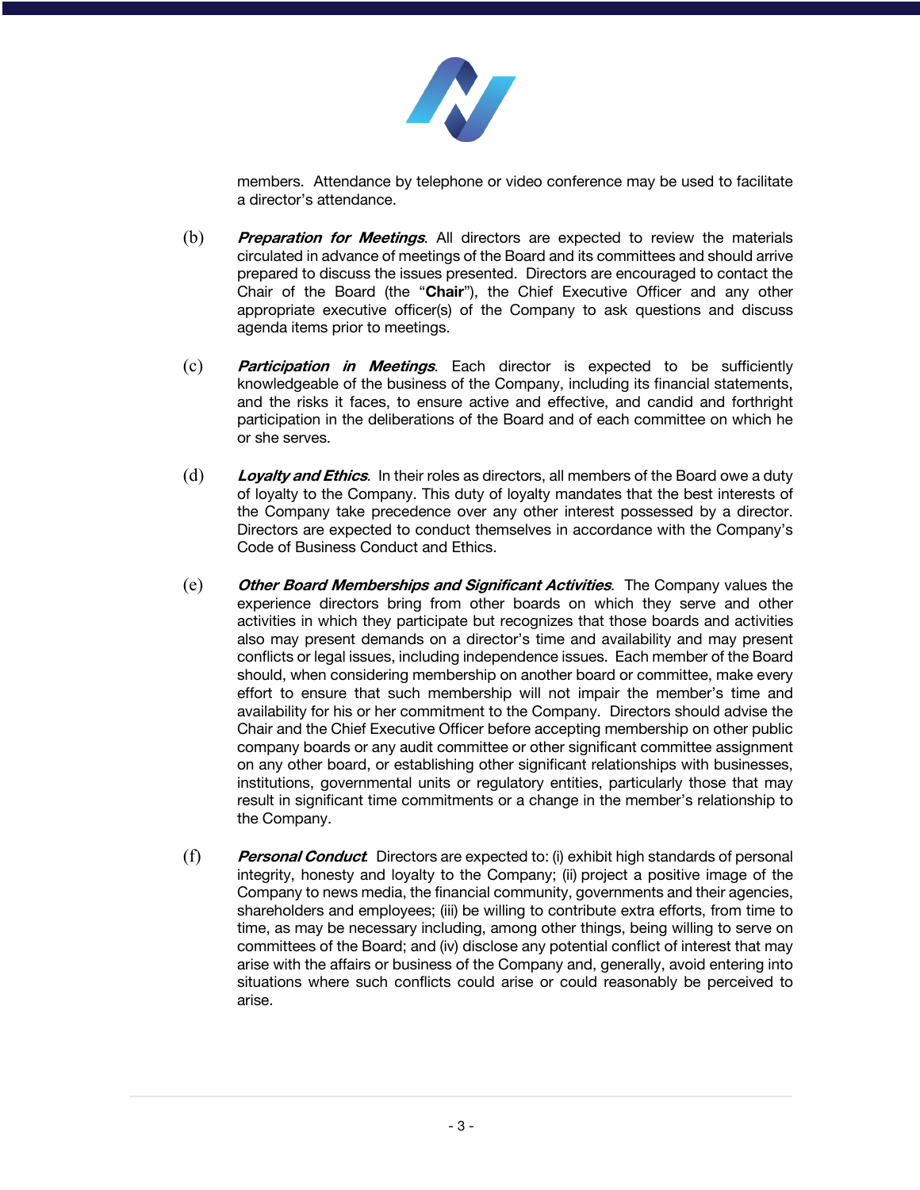members. Attendance by telephone or video conference may be used to facilitate a director's attendance.

(b) ***Preparation for Meetings***. All directors are expected to review the materials circulated in advance of meetings of the Board and its committees and should arrive prepared to discuss the issues presented. Directors are encouraged to contact the Chair of the Board (the "**Chair**"), the Chief Executive Officer and any other appropriate executive officer(s) of the Company to ask questions and discuss agenda items prior to meetings.

(c) ***Participation in Meetings***. Each director is expected to be sufficiently knowledgeable of the business of the Company, including its financial statements, and the risks it faces, to ensure active and effective, and candid and forthright participation in the deliberations of the Board and of each committee on which he or she serves.

(d) ***Loyalty and Ethics***. In their roles as directors, all members of the Board owe a duty of loyalty to the Company. This duty of loyalty mandates that the best interests of the Company take precedence over any other interest possessed by a director. Directors are expected to conduct themselves in accordance with the Company's Code of Business Conduct and Ethics.

(e) ***Other Board Memberships and Significant Activities***. The Company values the experience directors bring from other boards on which they serve and other activities in which they participate but recognizes that those boards and activities also may present demands on a director's time and availability and may present conflicts or legal issues, including independence issues. Each member of the Board should, when considering membership on another board or committee, make every effort to ensure that such membership will not impair the member's time and availability for his or her commitment to the Company. Directors should advise the Chair and the Chief Executive Officer before accepting membership on other public company boards or any audit committee or other significant committee assignment on any other board, or establishing other significant relationships with businesses, institutions, governmental units or regulatory entities, particularly those that may result in significant time commitments or a change in the member's relationship to the Company.

(f) ***Personal Conduct***. Directors are expected to: (i) exhibit high standards of personal integrity, honesty and loyalty to the Company; (ii) project a positive image of the Company to news media, the financial community, governments and their agencies, shareholders and employees; (iii) be willing to contribute extra efforts, from time to time, as may be necessary including, among other things, being willing to serve on committees of the Board; and (iv) disclose any potential conflict of interest that may arise with the affairs or business of the Company and, generally, avoid entering into situations where such conflicts could arise or could reasonably be perceived to arise.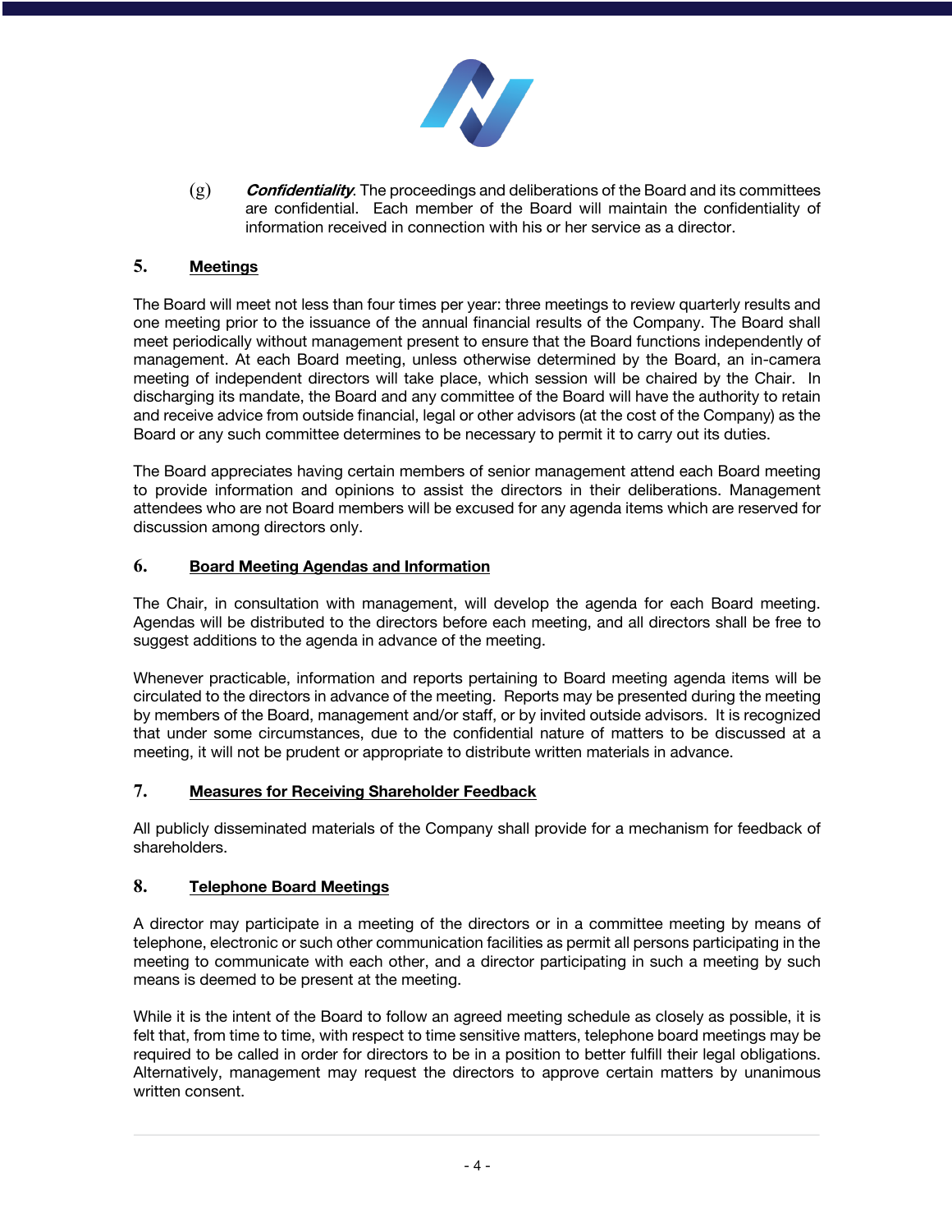(g) ***Confidentiality***. The proceedings and deliberations of the Board and its committees are confidential. Each member of the Board will maintain the confidentiality of information received in connection with his or her service as a director.

## 5. Meetings

The Board will meet not less than four times per year: three meetings to review quarterly results and one meeting prior to the issuance of the annual financial results of the Company. The Board shall meet periodically without management present to ensure that the Board functions independently of management. At each Board meeting, unless otherwise determined by the Board, an in-camera meeting of independent directors will take place, which session will be chaired by the Chair. In discharging its mandate, the Board and any committee of the Board will have the authority to retain and receive advice from outside financial, legal or other advisors (at the cost of the Company) as the Board or any such committee determines to be necessary to permit it to carry out its duties.

The Board appreciates having certain members of senior management attend each Board meeting to provide information and opinions to assist the directors in their deliberations. Management attendees who are not Board members will be excused for any agenda items which are reserved for discussion among directors only.

## 6. Board Meeting Agendas and Information

The Chair, in consultation with management, will develop the agenda for each Board meeting. Agendas will be distributed to the directors before each meeting, and all directors shall be free to suggest additions to the agenda in advance of the meeting.

Whenever practicable, information and reports pertaining to Board meeting agenda items will be circulated to the directors in advance of the meeting. Reports may be presented during the meeting by members of the Board, management and/or staff, or by invited outside advisors. It is recognized that under some circumstances, due to the confidential nature of matters to be discussed at a meeting, it will not be prudent or appropriate to distribute written materials in advance.

## 7. Measures for Receiving Shareholder Feedback

All publicly disseminated materials of the Company shall provide for a mechanism for feedback of shareholders.

## 8. Telephone Board Meetings

A director may participate in a meeting of the directors or in a committee meeting by means of telephone, electronic or such other communication facilities as permit all persons participating in the meeting to communicate with each other, and a director participating in such a meeting by such means is deemed to be present at the meeting.

While it is the intent of the Board to follow an agreed meeting schedule as closely as possible, it is felt that, from time to time, with respect to time sensitive matters, telephone board meetings may be required to be called in order for directors to be in a position to better fulfill their legal obligations. Alternatively, management may request the directors to approve certain matters by unanimous written consent.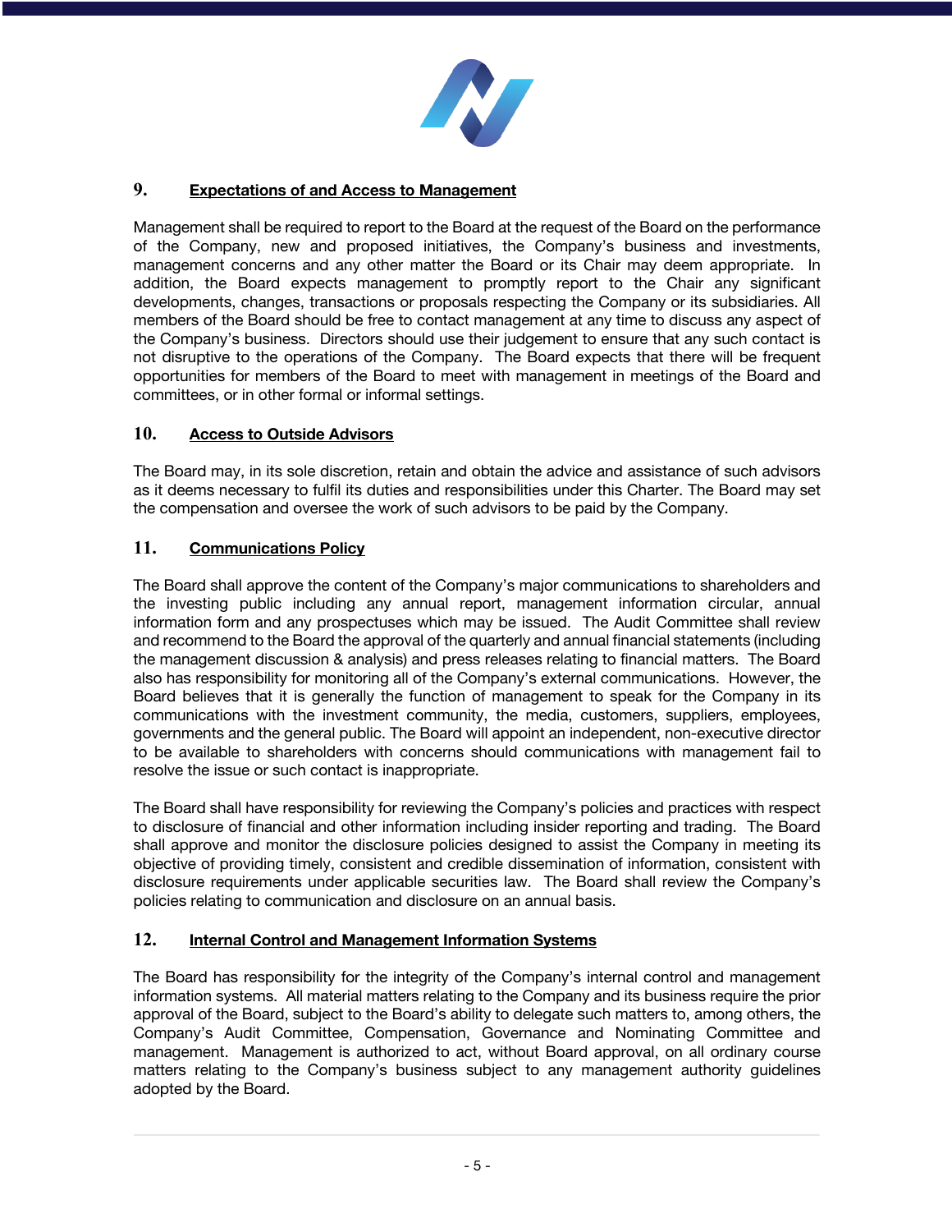## 9. Expectations of and Access to Management

Management shall be required to report to the Board at the request of the Board on the performance of the Company, new and proposed initiatives, the Company's business and investments, management concerns and any other matter the Board or its Chair may deem appropriate. In addition, the Board expects management to promptly report to the Chair any significant developments, changes, transactions or proposals respecting the Company or its subsidiaries. All members of the Board should be free to contact management at any time to discuss any aspect of the Company's business. Directors should use their judgement to ensure that any such contact is not disruptive to the operations of the Company. The Board expects that there will be frequent opportunities for members of the Board to meet with management in meetings of the Board and committees, or in other formal or informal settings.

## 10. Access to Outside Advisors

The Board may, in its sole discretion, retain and obtain the advice and assistance of such advisors as it deems necessary to fulfil its duties and responsibilities under this Charter. The Board may set the compensation and oversee the work of such advisors to be paid by the Company.

## 11. Communications Policy

The Board shall approve the content of the Company's major communications to shareholders and the investing public including any annual report, management information circular, annual information form and any prospectuses which may be issued. The Audit Committee shall review and recommend to the Board the approval of the quarterly and annual financial statements (including the management discussion & analysis) and press releases relating to financial matters. The Board also has responsibility for monitoring all of the Company's external communications. However, the Board believes that it is generally the function of management to speak for the Company in its communications with the investment community, the media, customers, suppliers, employees, governments and the general public. The Board will appoint an independent, non-executive director to be available to shareholders with concerns should communications with management fail to resolve the issue or such contact is inappropriate.

The Board shall have responsibility for reviewing the Company's policies and practices with respect to disclosure of financial and other information including insider reporting and trading. The Board shall approve and monitor the disclosure policies designed to assist the Company in meeting its objective of providing timely, consistent and credible dissemination of information, consistent with disclosure requirements under applicable securities law. The Board shall review the Company's policies relating to communication and disclosure on an annual basis.

## 12. Internal Control and Management Information Systems

The Board has responsibility for the integrity of the Company's internal control and management information systems. All material matters relating to the Company and its business require the prior approval of the Board, subject to the Board's ability to delegate such matters to, among others, the Company's Audit Committee, Compensation, Governance and Nominating Committee and management. Management is authorized to act, without Board approval, on all ordinary course matters relating to the Company's business subject to any management authority guidelines adopted by the Board.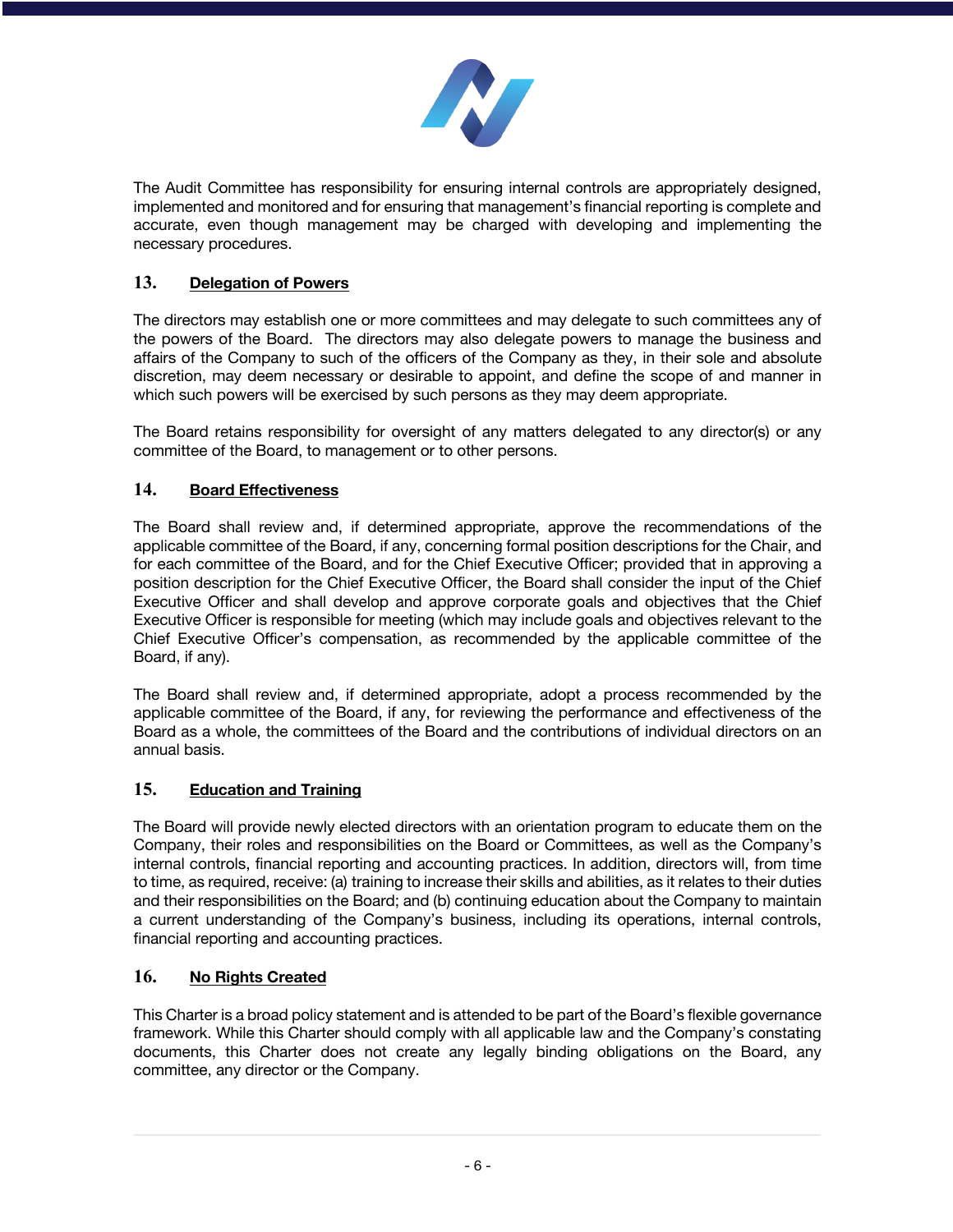The Audit Committee has responsibility for ensuring internal controls are appropriately designed, implemented and monitored and for ensuring that management's financial reporting is complete and accurate, even though management may be charged with developing and implementing the necessary procedures.

## 13. Delegation of Powers

The directors may establish one or more committees and may delegate to such committees any of the powers of the Board. The directors may also delegate powers to manage the business and affairs of the Company to such of the officers of the Company as they, in their sole and absolute discretion, may deem necessary or desirable to appoint, and define the scope of and manner in which such powers will be exercised by such persons as they may deem appropriate.

The Board retains responsibility for oversight of any matters delegated to any director(s) or any committee of the Board, to management or to other persons.

## 14. Board Effectiveness

The Board shall review and, if determined appropriate, approve the recommendations of the applicable committee of the Board, if any, concerning formal position descriptions for the Chair, and for each committee of the Board, and for the Chief Executive Officer; provided that in approving a position description for the Chief Executive Officer, the Board shall consider the input of the Chief Executive Officer and shall develop and approve corporate goals and objectives that the Chief Executive Officer is responsible for meeting (which may include goals and objectives relevant to the Chief Executive Officer's compensation, as recommended by the applicable committee of the Board, if any).

The Board shall review and, if determined appropriate, adopt a process recommended by the applicable committee of the Board, if any, for reviewing the performance and effectiveness of the Board as a whole, the committees of the Board and the contributions of individual directors on an annual basis.

## 15. Education and Training

The Board will provide newly elected directors with an orientation program to educate them on the Company, their roles and responsibilities on the Board or Committees, as well as the Company's internal controls, financial reporting and accounting practices. In addition, directors will, from time to time, as required, receive: (a) training to increase their skills and abilities, as it relates to their duties and their responsibilities on the Board; and (b) continuing education about the Company to maintain a current understanding of the Company's business, including its operations, internal controls, financial reporting and accounting practices.

## 16. No Rights Created

This Charter is a broad policy statement and is attended to be part of the Board's flexible governance framework. While this Charter should comply with all applicable law and the Company's constating documents, this Charter does not create any legally binding obligations on the Board, any committee, any director or the Company.